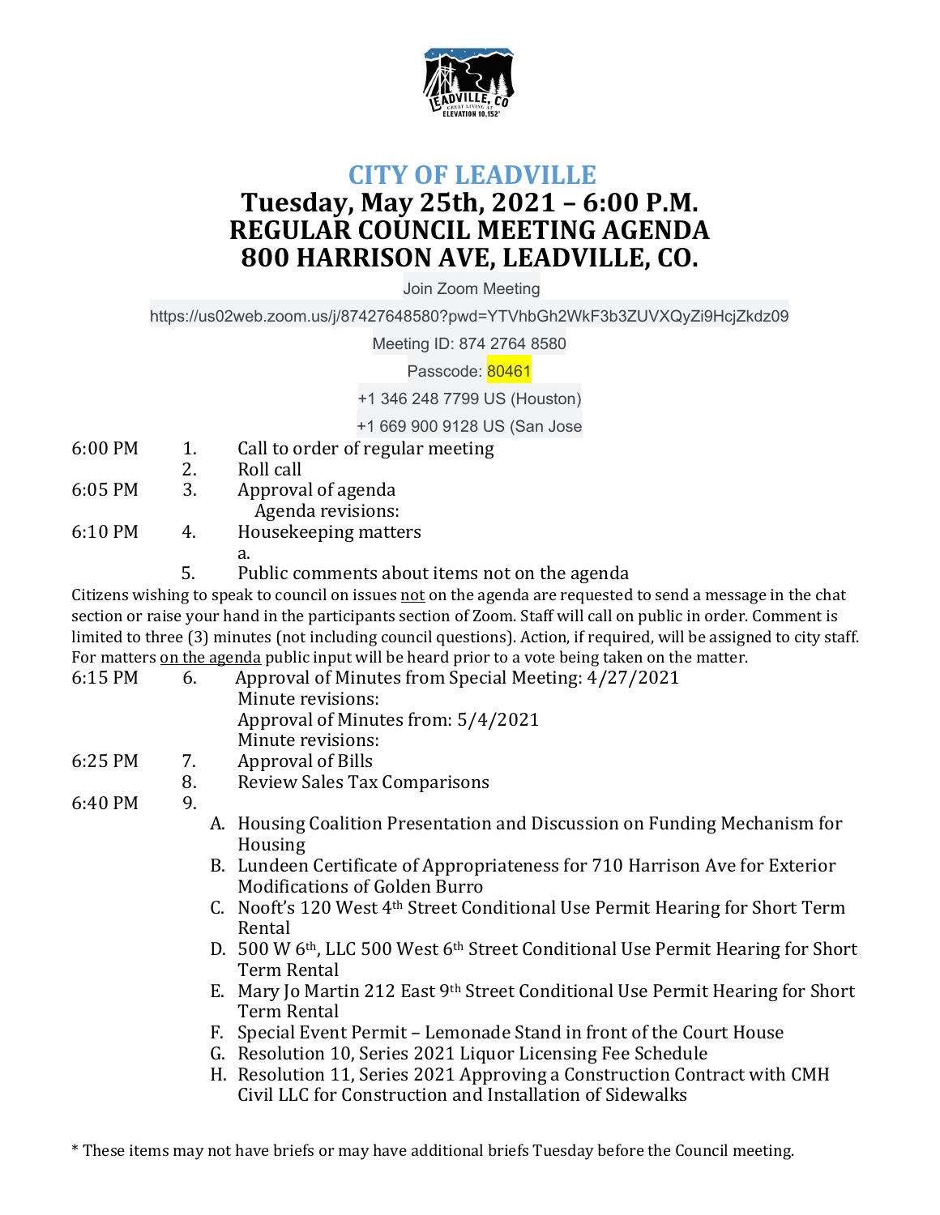# CITY OF LEADVILLE

## Tuesday, May 25th, 2021 – 6:00 P.M.
## REGULAR COUNCIL MEETING AGENDA
## 800 HARRISON AVE, LEADVILLE, CO.

Join Zoom Meeting

https://us02web.zoom.us/j/87427648580?pwd=YTVhbGh2WkF3b3ZUVXQyZi9HcjZkdz09

Meeting ID: 874 2764 8580

Passcode: 80461

+1 346 248 7799 US (Houston)

+1 669 900 9128 US (San Jose

6:00 PM 1. Call to order of regular meeting

2. Roll call

6:05 PM 3. Approval of agenda

Agenda revisions:

6:10 PM 4. Housekeeping matters

a.

5. Public comments about items not on the agenda

Citizens wishing to speak to council on issues not on the agenda are requested to send a message in the chat section or raise your hand in the participants section of Zoom. Staff will call on public in order. Comment is limited to three (3) minutes (not including council questions). Action, if required, will be assigned to city staff. For matters on the agenda public input will be heard prior to a vote being taken on the matter.

6:15 PM 6. Approval of Minutes from Special Meeting: 4/27/2021

Minute revisions:

Approval of Minutes from: 5/4/2021

Minute revisions:

6:25 PM 7. Approval of Bills

8. Review Sales Tax Comparisons

6:40 PM 9.

A. Housing Coalition Presentation and Discussion on Funding Mechanism for Housing
B. Lundeen Certificate of Appropriateness for 710 Harrison Ave for Exterior Modifications of Golden Burro
C. Nooft's 120 West 4th Street Conditional Use Permit Hearing for Short Term Rental
D. 500 W 6th, LLC 500 West 6th Street Conditional Use Permit Hearing for Short Term Rental
E. Mary Jo Martin 212 East 9th Street Conditional Use Permit Hearing for Short Term Rental
F. Special Event Permit – Lemonade Stand in front of the Court House
G. Resolution 10, Series 2021 Liquor Licensing Fee Schedule
H. Resolution 11, Series 2021 Approving a Construction Contract with CMH Civil LLC for Construction and Installation of Sidewalks

* These items may not have briefs or may have additional briefs Tuesday before the Council meeting.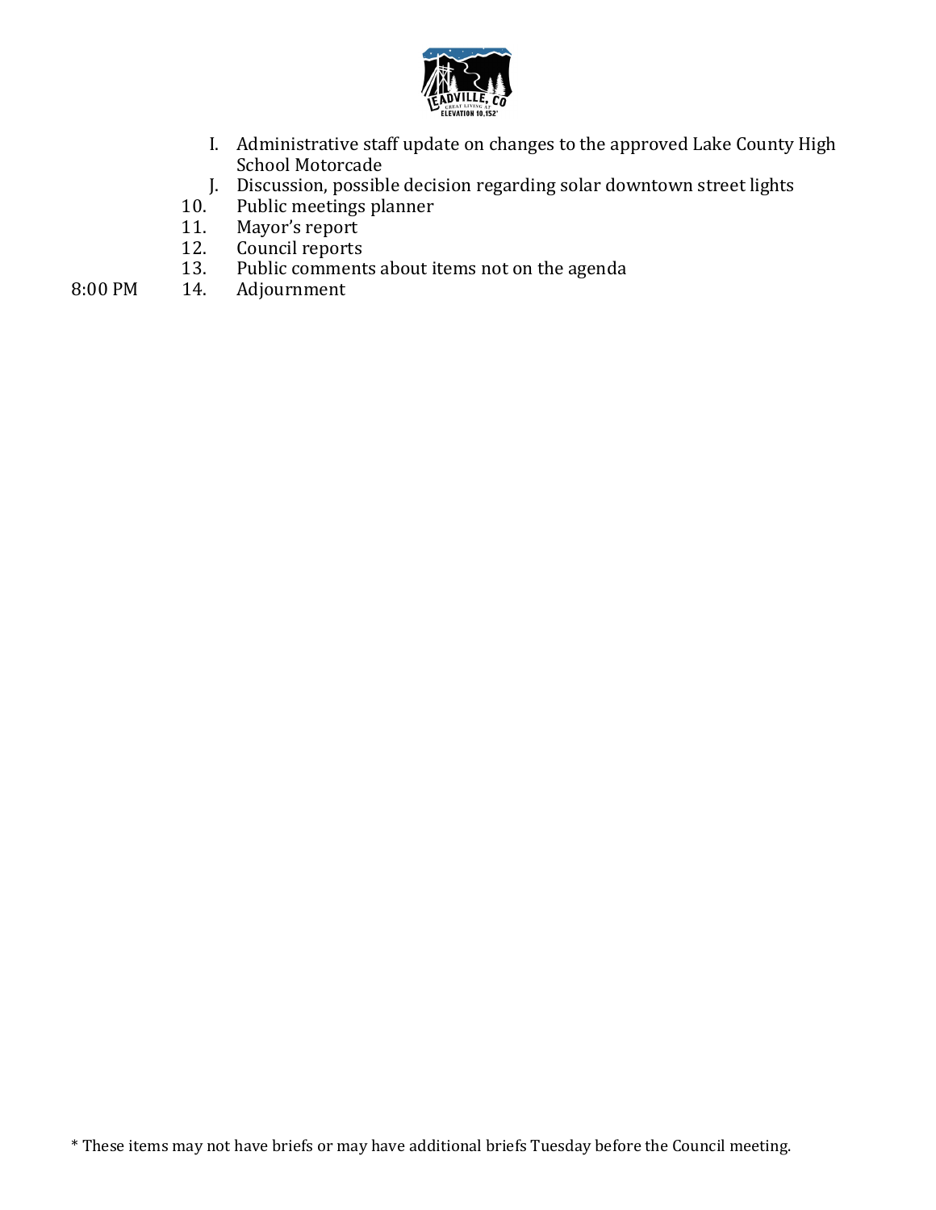I. Administrative staff update on changes to the approved Lake County High School Motorcade

J. Discussion, possible decision regarding solar downtown street lights

10. Public meetings planner
11. Mayor's report
12. Council reports
13. Public comments about items not on the agenda

8:00 PM 14. Adjournment

* These items may not have briefs or may have additional briefs Tuesday before the Council meeting.